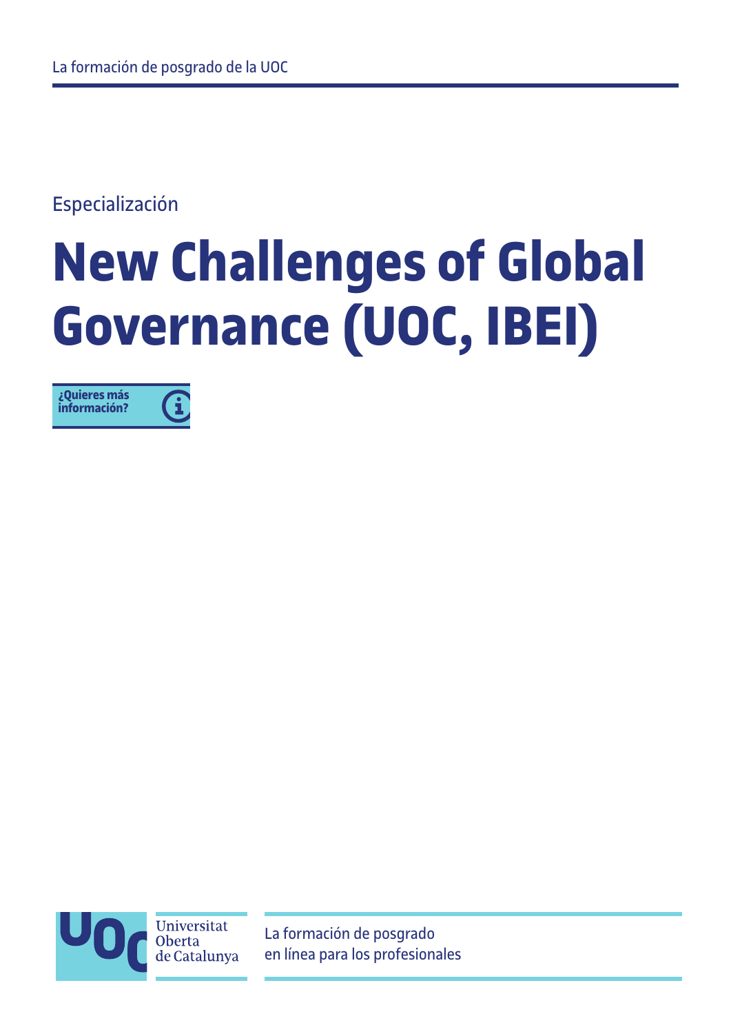La formación de posgrado de la UOC

Especialización

# New Challenges of Global Governance (UOC, IBEI)

¿Quieres más información?

Universitat Oberta de Catalunya

La formación de posgrado en línea para los profesionales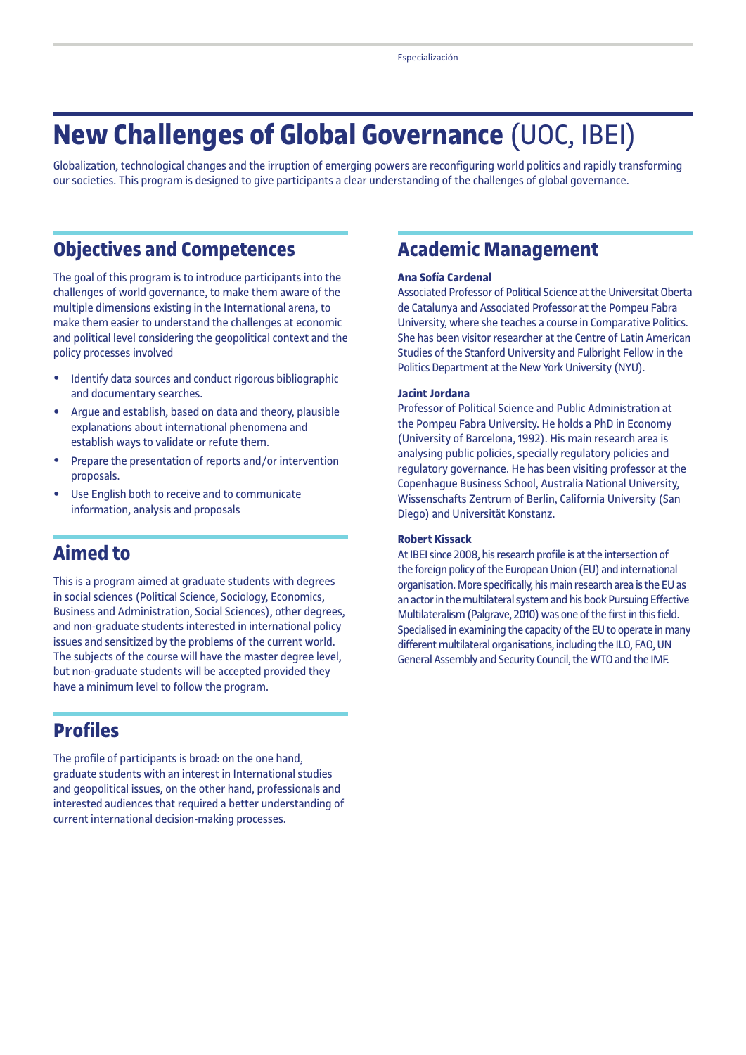# **New Challenges of Global Governance** (UOC, IBEI)

Globalization, technological changes and the irruption of emerging powers are reconfiguring world politics and rapidly transforming our societies. This program is designed to give participants a clear understanding of the challenges of global governance.

## Objectives and Competences

The goal of this program is to introduce participants into the challenges of world governance, to make them aware of the multiple dimensions existing in the International arena, to make them easier to understand the challenges at economic and political level considering the geopolitical context and the policy processes involved

- Identify data sources and conduct rigorous bibliographic and documentary searches.
- Argue and establish, based on data and theory, plausible explanations about international phenomena and establish ways to validate or refute them.
- Prepare the presentation of reports and/or intervention proposals.
- Use English both to receive and to communicate information, analysis and proposals

## Aimed to

This is a program aimed at graduate students with degrees in social sciences (Political Science, Sociology, Economics, Business and Administration, Social Sciences), other degrees, and non-graduate students interested in international policy issues and sensitized by the problems of the current world. The subjects of the course will have the master degree level, but non-graduate students will be accepted provided they have a minimum level to follow the program.

## Profiles

The profile of participants is broad: on the one hand, graduate students with an interest in International studies and geopolitical issues, on the other hand, professionals and interested audiences that required a better understanding of current international decision-making processes.

## Academic Management

**Ana Sofía Cardenal**
Associated Professor of Political Science at the Universitat Oberta de Catalunya and Associated Professor at the Pompeu Fabra University, where she teaches a course in Comparative Politics. She has been visitor researcher at the Centre of Latin American Studies of the Stanford University and Fulbright Fellow in the Politics Department at the New York University (NYU).

**Jacint Jordana**
Professor of Political Science and Public Administration at the Pompeu Fabra University. He holds a PhD in Economy (University of Barcelona, 1992). His main research area is analysing public policies, specially regulatory policies and regulatory governance. He has been visiting professor at the Copenhague Business School, Australia National University, Wissenschafts Zentrum of Berlin, California University (San Diego) and Universität Konstanz.

**Robert Kissack**
At IBEI since 2008, his research profile is at the intersection of the foreign policy of the European Union (EU) and international organisation. More specifically, his main research area is the EU as an actor in the multilateral system and his book Pursuing Effective Multilateralism (Palgrave, 2010) was one of the first in this field. Specialised in examining the capacity of the EU to operate in many different multilateral organisations, including the ILO, FAO, UN General Assembly and Security Council, the WTO and the IMF.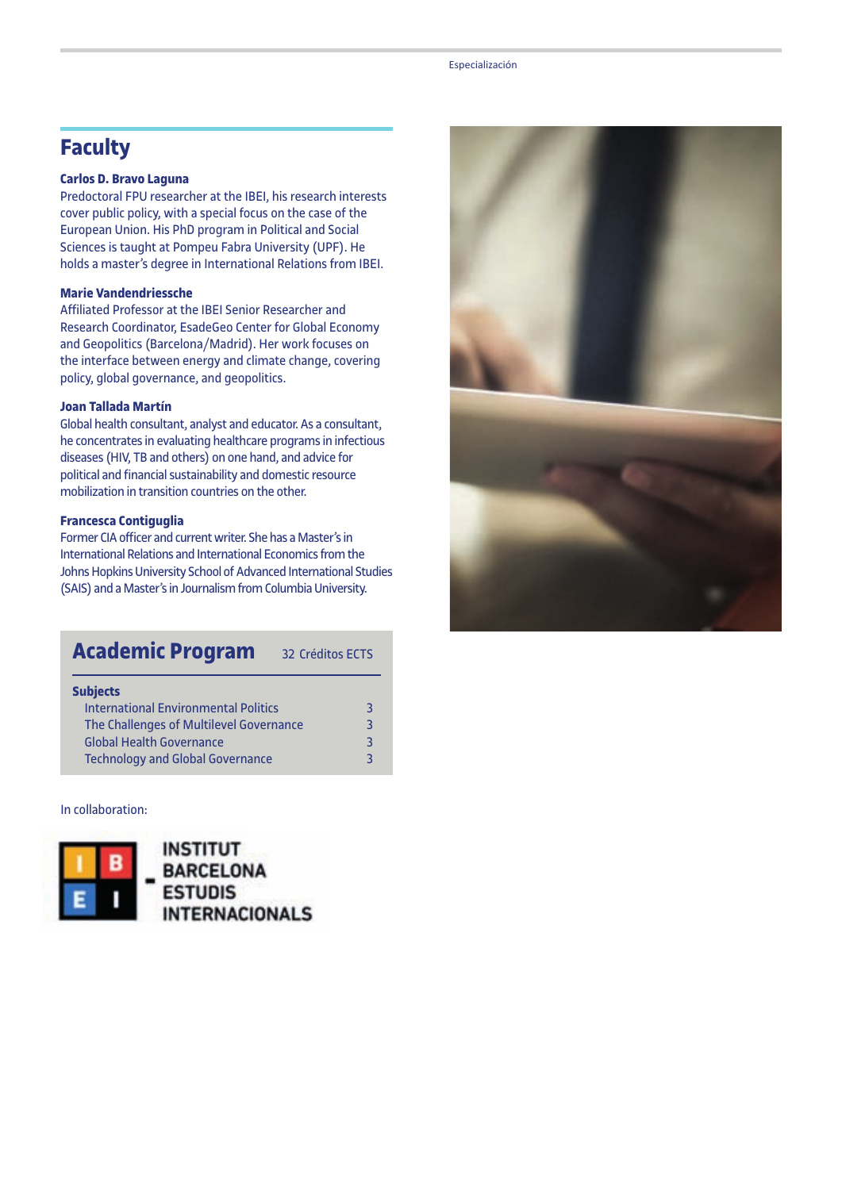## Faculty

**Carlos D. Bravo Laguna**
Predoctoral FPU researcher at the IBEI, his research interests cover public policy, with a special focus on the case of the European Union. His PhD program in Political and Social Sciences is taught at Pompeu Fabra University (UPF). He holds a master's degree in International Relations from IBEI.

**Marie Vandendriessche**
Affiliated Professor at the IBEI Senior Researcher and Research Coordinator, EsadeGeo Center for Global Economy and Geopolitics (Barcelona/Madrid). Her work focuses on the interface between energy and climate change, covering policy, global governance, and geopolitics.

**Joan Tallada Martín**
Global health consultant, analyst and educator. As a consultant, he concentrates in evaluating healthcare programs in infectious diseases (HIV, TB and others) on one hand, and advice for political and financial sustainability and domestic resource mobilization in transition countries on the other.

**Francesca Contiguglia**
Former CIA officer and current writer. She has a Master's in International Relations and International Economics from the Johns Hopkins University School of Advanced International Studies (SAIS) and a Master's in Journalism from Columbia University.

## Academic Program

32 Créditos ECTS

| Subjects | |
|---|---|
| International Environmental Politics | 3 |
| The Challenges of Multilevel Governance | 3 |
| Global Health Governance | 3 |
| Technology and Global Governance | 3 |

In collaboration:

INSTITUT BARCELONA ESTUDIS INTERNACIONALS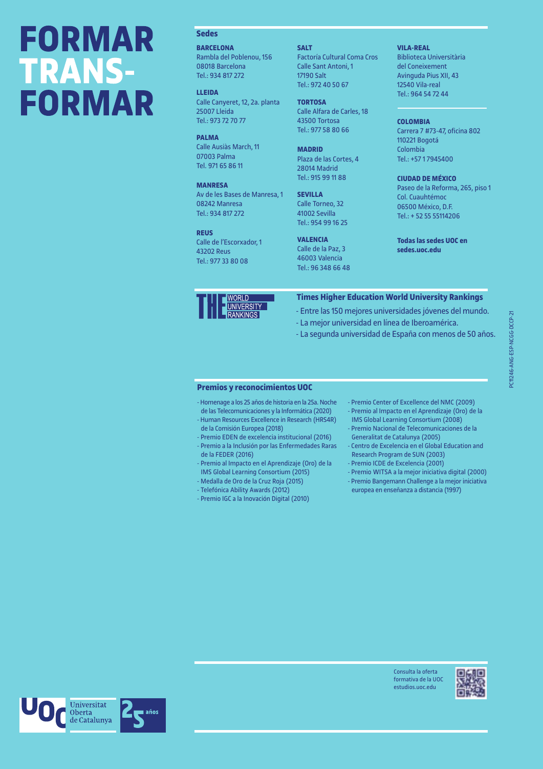# FORMAR TRANS- FORMAR

## Sedes

**BARCELONA**
Rambla del Poblenou, 156
08018 Barcelona
Tel.: 934 817 272

**LLEIDA**
Calle Canyeret, 12, 2a. planta
25007 Lleida
Tel.: 973 72 70 77

**PALMA**
Calle Ausiàs March, 11
07003 Palma
Tel. 971 65 86 11

**MANRESA**
Av de les Bases de Manresa, 1
08242 Manresa
Tel.: 934 817 272

**REUS**
Calle de l'Escorxador, 1
43202 Reus
Tel.: 977 33 80 08

**SALT**
Factoría Cultural Coma Cros
Calle Sant Antoni, 1
17190 Salt
Tel.: 972 40 50 67

**TORTOSA**
Calle Alfara de Carles, 18
43500 Tortosa
Tel.: 977 58 80 66

**MADRID**
Plaza de las Cortes, 4
28014 Madrid
Tel.: 915 99 11 88

**SEVILLA**
Calle Torneo, 32
41002 Sevilla
Tel.: 954 99 16 25

**VALENCIA**
Calle de la Paz, 3
46003 Valencia
Tel.: 96 348 66 48

**VILA-REAL**
Biblioteca Universitària
del Coneixement
Avinguda Pius XII, 43
12540 Vila-real
Tel.: 964 54 72 44

**COLOMBIA**
Carrera 7 #73-47, oficina 802
110221 Bogotá
Colombia
Tel.: +57 1 7945400

**CIUDAD DE MÉXICO**
Paseo de la Reforma, 265, piso 1
Col. Cuauhtémoc
06500 México, D.F.
Tel.: + 52 55 55114206

**Todas las sedes UOC en sedes.uoc.edu**

THE WORLD UNIVERSITY RANKINGS

## Times Higher Education World University Rankings

- Entre las 150 mejores universidades jóvenes del mundo.
- La mejor universidad en línea de Iberoamérica.
- La segunda universidad de España con menos de 50 años.

## Premios y reconocimientos UOC

- Homenaje a los 25 años de historia en la 25a. Noche de las Telecomunicaciones y la Informática (2020)
- Human Resources Excellence in Research (HRS4R) de la Comisión Europea (2018)
- Premio EDEN de excelencia institucional (2016)
- Premio a la Inclusión por las Enfermedades Raras de la FEDER (2016)
- Premio al Impacto en el Aprendizaje (Oro) de la IMS Global Learning Consortium (2015)
- Medalla de Oro de la Cruz Roja (2015)
- Telefónica Ability Awards (2012)
- Premio IGC a la Inovación Digital (2010)
- Premio Center of Excellence del NMC (2009)
- Premio al Impacto en el Aprendizaje (Oro) de la IMS Global Learning Consortium (2008)
- Premio Nacional de Telecomunicaciones de la Generalitat de Catalunya (2005)
- Centro de Excelencia in the Global Education and Research Program de SUN (2003)
- Premio ICDE de Excelencia (2001)
- Premio WITSA a la mejor iniciativa digital (2000)
- Premio Bangemann Challenge a la mejor iniciativa europea en enseñanza a distancia (1997)

Consulta la oferta formativa de la UOC
estudios.uoc.edu

PC11246-ANG-ESP-NCGG-DCCP-21

UOC Universitat Oberta de Catalunya

25 años